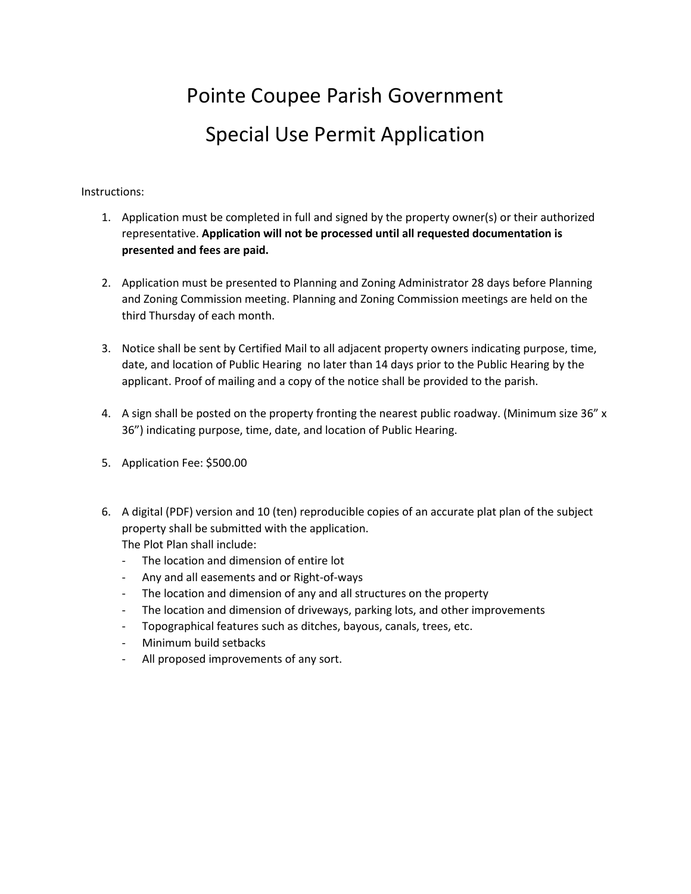# Pointe Coupee Parish Government

# Special Use Permit Application

Instructions:

1. Application must be completed in full and signed by the property owner(s) or their authorized representative. **Application will not be processed until all requested documentation is presented and fees are paid.**

2. Application must be presented to Planning and Zoning Administrator 28 days before Planning and Zoning Commission meeting. Planning and Zoning Commission meetings are held on the third Thursday of each month.

3. Notice shall be sent by Certified Mail to all adjacent property owners indicating purpose, time, date, and location of Public Hearing no later than 14 days prior to the Public Hearing by the applicant. Proof of mailing and a copy of the notice shall be provided to the parish.

4. A sign shall be posted on the property fronting the nearest public roadway. (Minimum size 36" x 36") indicating purpose, time, date, and location of Public Hearing.

5. Application Fee: $500.00

6. A digital (PDF) version and 10 (ten) reproducible copies of an accurate plat plan of the subject property shall be submitted with the application.
   The Plot Plan shall include:
   - The location and dimension of entire lot
   - Any and all easements and or Right-of-ways
   - The location and dimension of any and all structures on the property
   - The location and dimension of driveways, parking lots, and other improvements
   - Topographical features such as ditches, bayous, canals, trees, etc.
   - Minimum build setbacks
   - All proposed improvements of any sort.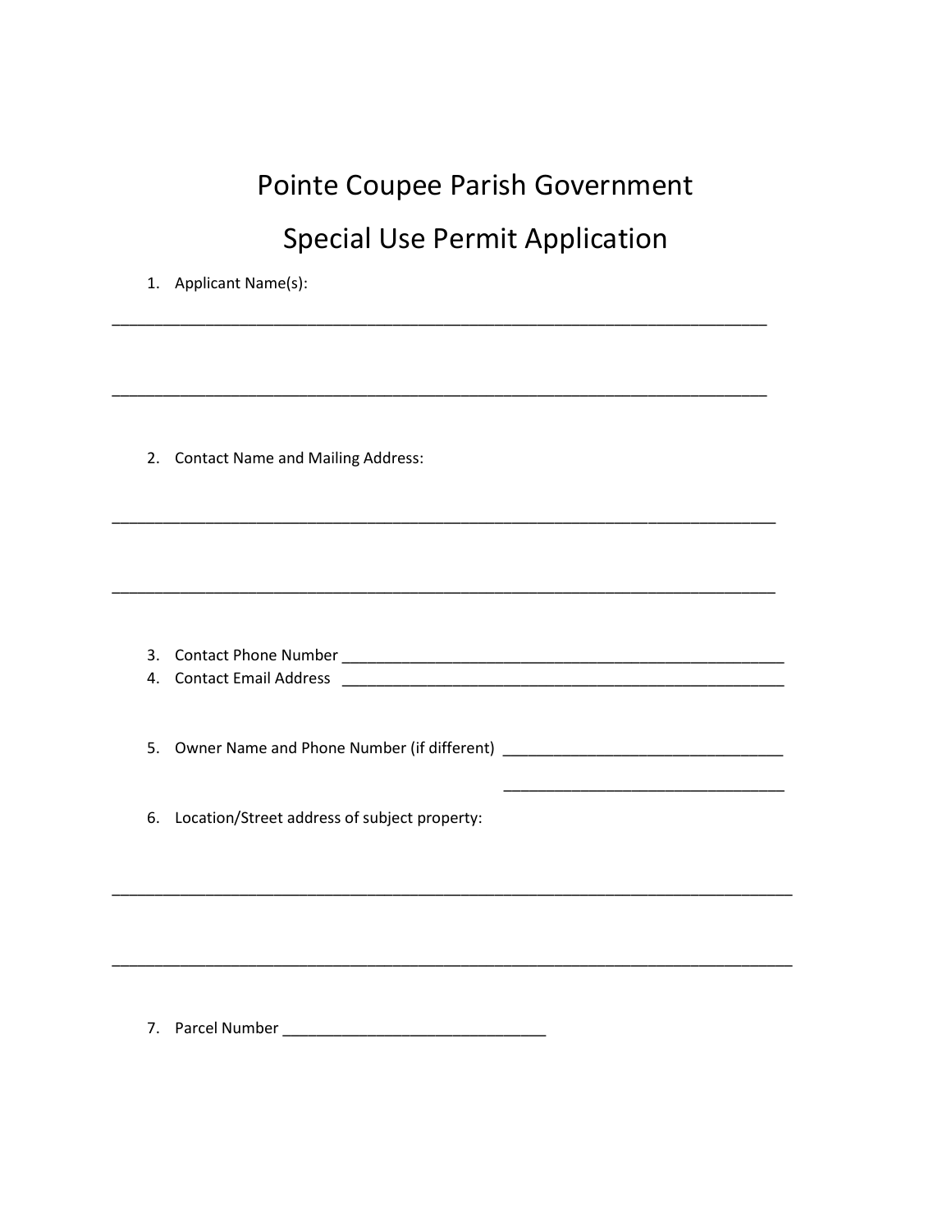# Pointe Coupee Parish Government

## Special Use Permit Application

1. Applicant Name(s):

________________________________________________________________________________

________________________________________________________________________________

2. Contact Name and Mailing Address:

________________________________________________________________________________

________________________________________________________________________________

3. Contact Phone Number ______________________________________________________
4. Contact Email Address ______________________________________________________

5. Owner Name and Phone Number (if different) _________________________________

_________________________________

6. Location/Street address of subject property:

________________________________________________________________________________

________________________________________________________________________________

7. Parcel Number _______________________________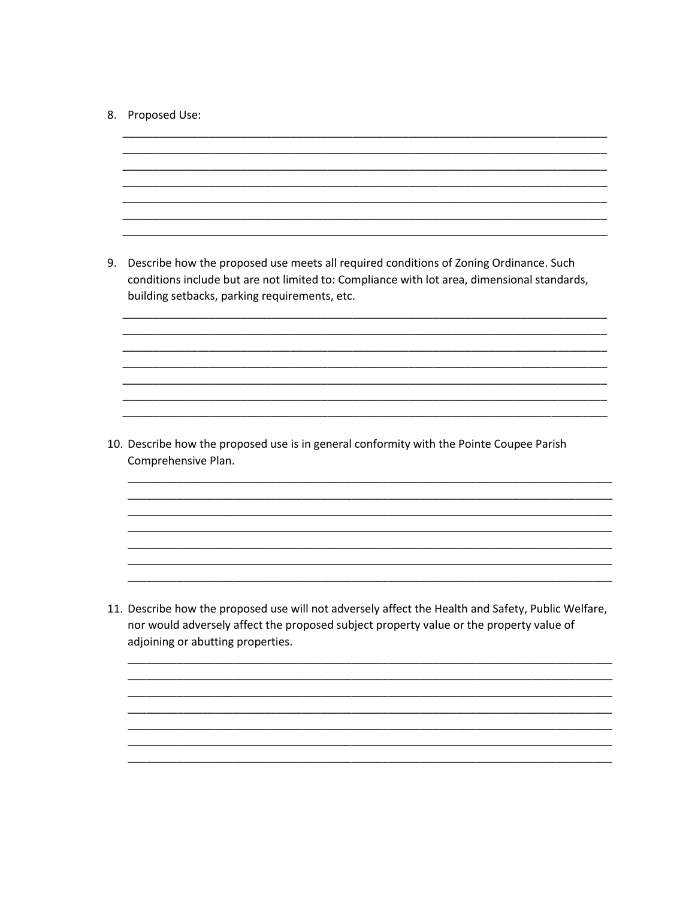8. Proposed Use:

_______________________________________________________________________________
_______________________________________________________________________________
_______________________________________________________________________________
_______________________________________________________________________________
_______________________________________________________________________________
_______________________________________________________________________________
_______________________________________________________________________________

9. Describe how the proposed use meets all required conditions of Zoning Ordinance. Such conditions include but are not limited to: Compliance with lot area, dimensional standards, building setbacks, parking requirements, etc.

_______________________________________________________________________________
_______________________________________________________________________________
_______________________________________________________________________________
_______________________________________________________________________________
_______________________________________________________________________________
_______________________________________________________________________________
_______________________________________________________________________________

10. Describe how the proposed use is in general conformity with the Pointe Coupee Parish Comprehensive Plan.

_______________________________________________________________________________
_______________________________________________________________________________
_______________________________________________________________________________
_______________________________________________________________________________
_______________________________________________________________________________
_______________________________________________________________________________
_______________________________________________________________________________

11. Describe how the proposed use will not adversely affect the Health and Safety, Public Welfare, nor would adversely affect the proposed subject property value or the property value of adjoining or abutting properties.

_______________________________________________________________________________
_______________________________________________________________________________
_______________________________________________________________________________
_______________________________________________________________________________
_______________________________________________________________________________
_______________________________________________________________________________
_______________________________________________________________________________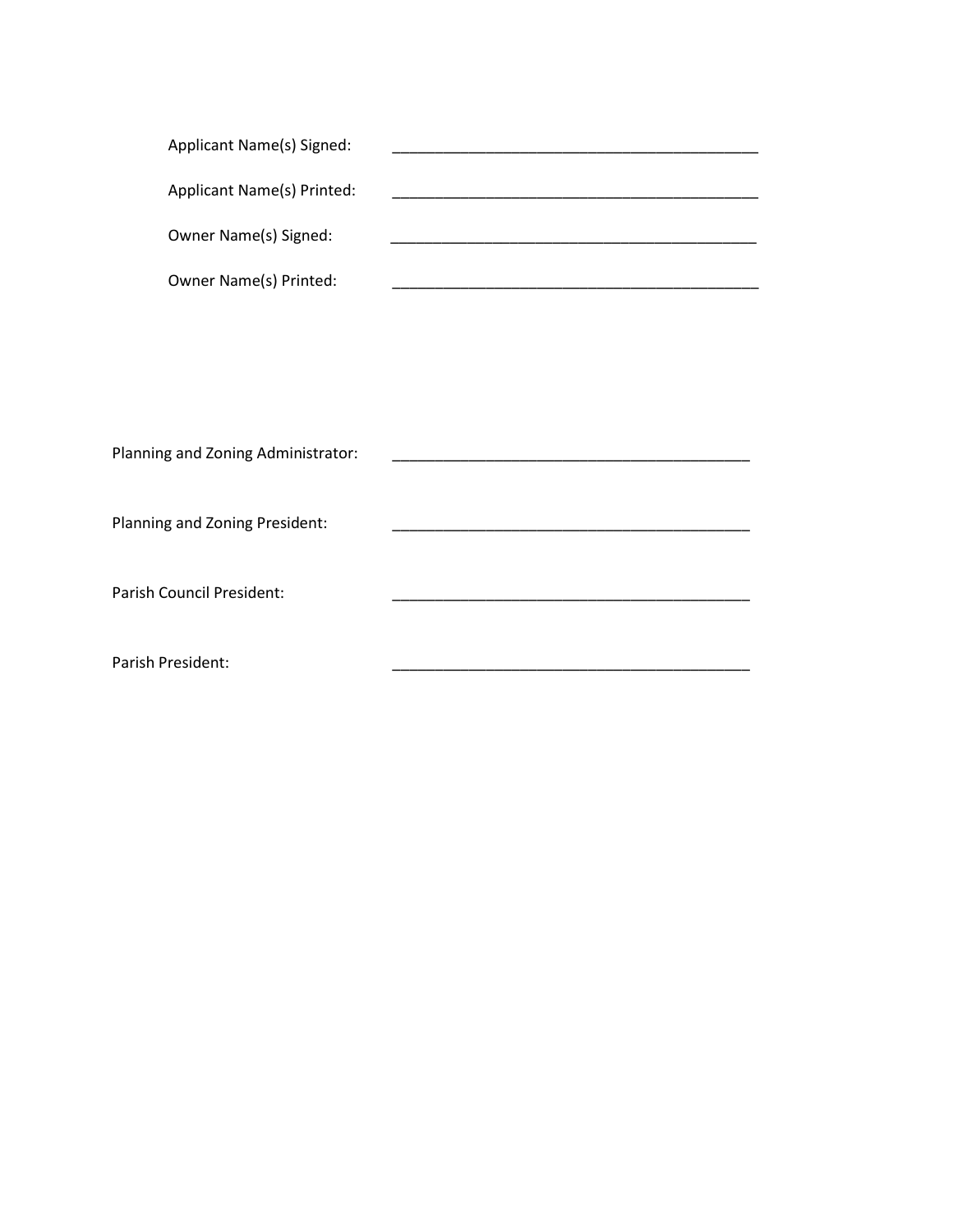Applicant Name(s) Signed: ____________________________________________

Applicant Name(s) Printed: ____________________________________________

Owner Name(s) Signed: ____________________________________________

Owner Name(s) Printed: ____________________________________________

Planning and Zoning Administrator: ____________________________________________

Planning and Zoning President: ____________________________________________

Parish Council President: ____________________________________________

Parish President: ____________________________________________